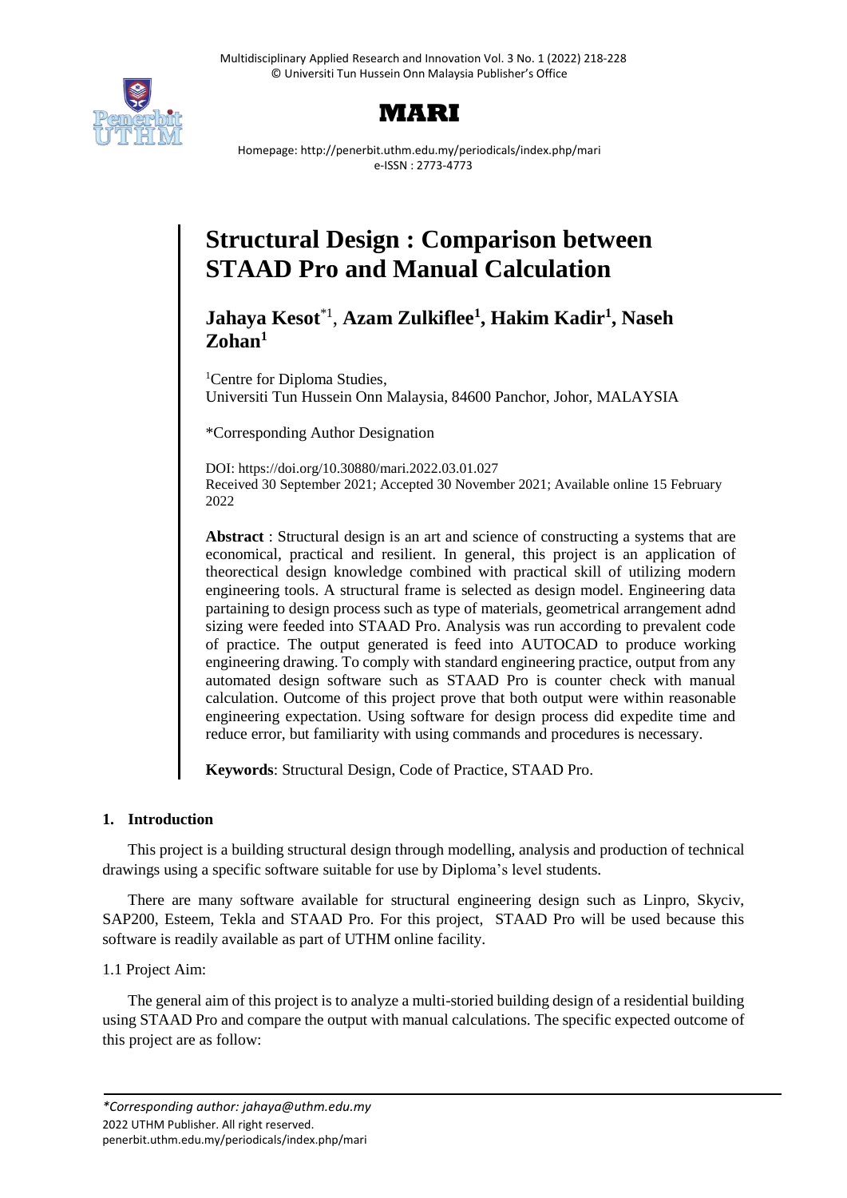# Structural Design : Comparison between STAAD Pro and Manual Calculation

**Jahaya Kesot**[*1], **Azam Zulkiflee**[1], **Hakim Kadir**[1], **Naseh Zohan**[1]

[1]Centre for Diploma Studies,
Universiti Tun Hussein Onn Malaysia, 84600 Panchor, Johor, MALAYSIA

*Corresponding Author Designation

DOI: https://doi.org/10.30880/mari.2022.03.01.027
Received 30 September 2021; Accepted 30 November 2021; Available online 15 February 2022

**Abstract** : Structural design is an art and science of constructing a systems that are economical, practical and resilient. In general, this project is an application of theorectical design knowledge combined with practical skill of utilizing modern engineering tools. A structural frame is selected as design model. Engineering data partaining to design process such as type of materials, geometrical arrangement adnd sizing were feeded into STAAD Pro. Analysis was run according to prevalent code of practice. The output generated is feed into AUTOCAD to produce working engineering drawing. To comply with standard engineering practice, output from any automated design software such as STAAD Pro is counter check with manual calculation. Outcome of this project prove that both output were within reasonable engineering expectation. Using software for design process did expedite time and reduce error, but familiarity with using commands and procedures is necessary.

**Keywords**: Structural Design, Code of Practice, STAAD Pro.

## 1. Introduction

This project is a building structural design through modelling, analysis and production of technical drawings using a specific software suitable for use by Diploma's level students.

There are many software available for structural engineering design such as Linpro, Skyciv, SAP200, Esteem, Tekla and STAAD Pro. For this project, STAAD Pro will be used because this software is readily available as part of UTHM online facility.

1.1 Project Aim:

The general aim of this project is to analyze a multi-storied building design of a residential building using STAAD Pro and compare the output with manual calculations. The specific expected outcome of this project are as follow:

*Corresponding author: jahaya@uthm.edu.my*
2022 UTHM Publisher. All right reserved.
penerbit.uthm.edu.my/periodicals/index.php/mari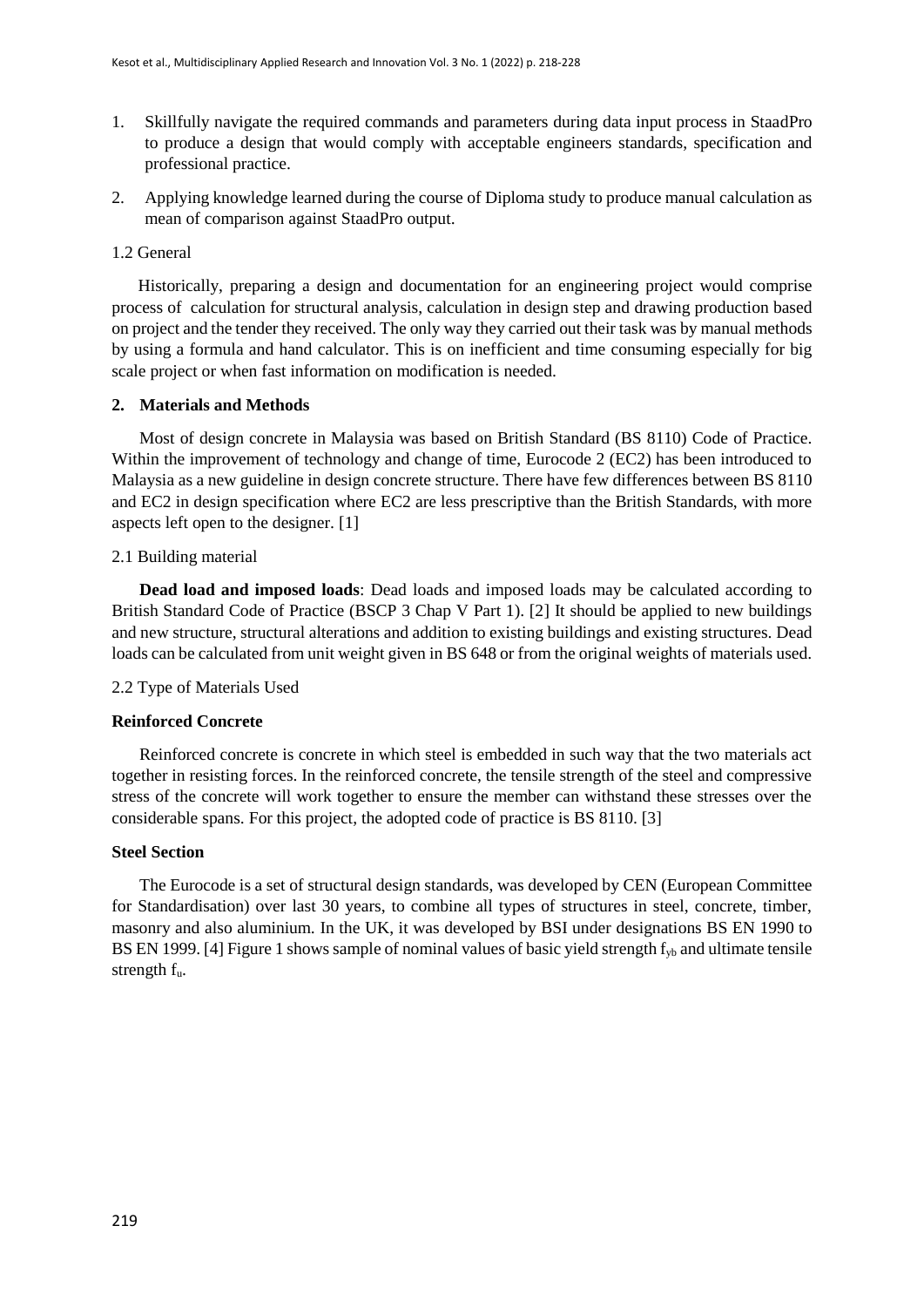1. Skillfully navigate the required commands and parameters during data input process in StaadPro to produce a design that would comply with acceptable engineers standards, specification and professional practice.

2. Applying knowledge learned during the course of Diploma study to produce manual calculation as mean of comparison against StaadPro output.

1.2 General

Historically, preparing a design and documentation for an engineering project would comprise process of calculation for structural analysis, calculation in design step and drawing production based on project and the tender they received. The only way they carried out their task was by manual methods by using a formula and hand calculator. This is on inefficient and time consuming especially for big scale project or when fast information on modification is needed.

## 2. Materials and Methods

Most of design concrete in Malaysia was based on British Standard (BS 8110) Code of Practice. Within the improvement of technology and change of time, Eurocode 2 (EC2) has been introduced to Malaysia as a new guideline in design concrete structure. There have few differences between BS 8110 and EC2 in design specification where EC2 are less prescriptive than the British Standards, with more aspects left open to the designer. [1]

2.1 Building material

**Dead load and imposed loads**: Dead loads and imposed loads may be calculated according to British Standard Code of Practice (BSCP 3 Chap V Part 1). [2] It should be applied to new buildings and new structure, structural alterations and addition to existing buildings and existing structures. Dead loads can be calculated from unit weight given in BS 648 or from the original weights of materials used.

2.2 Type of Materials Used

**Reinforced Concrete**

Reinforced concrete is concrete in which steel is embedded in such way that the two materials act together in resisting forces. In the reinforced concrete, the tensile strength of the steel and compressive stress of the concrete will work together to ensure the member can withstand these stresses over the considerable spans. For this project, the adopted code of practice is BS 8110. [3]

**Steel Section**

The Eurocode is a set of structural design standards, was developed by CEN (European Committee for Standardisation) over last 30 years, to combine all types of structures in steel, concrete, timber, masonry and also aluminium. In the UK, it was developed by BSI under designations BS EN 1990 to BS EN 1999. [4] Figure 1 shows sample of nominal values of basic yield strength $f_{yb}$ and ultimate tensile strength $f_u$.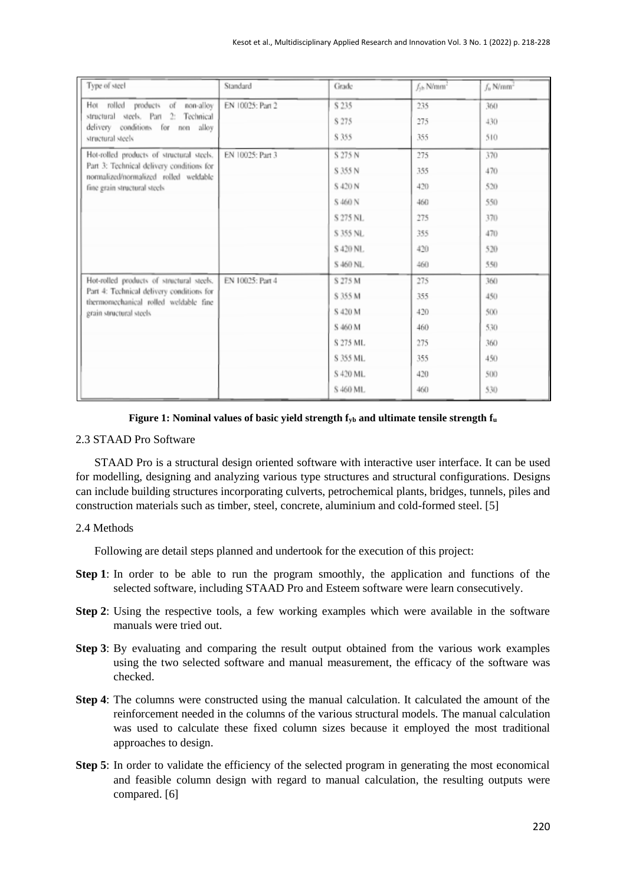| Type of steel | Standard | Grade | $f_{yb}$ N/mm$^2$ | $f_u$ N/mm$^2$ |
|---|---|---|---|---|
| Hot rolled products of non-alloy structural steels. Part 2: Technical delivery conditions for non alloy structural steels | EN 10025: Part 2 | S 235 | 235 | 360 |
| | | S 275 | 275 | 430 |
| | | S 355 | 355 | 510 |
| Hot-rolled products of structural steels. Part 3: Technical delivery conditions for normalized/normalized rolled weldable fine grain structural steels | EN 10025: Part 3 | S 275 N | 275 | 370 |
| | | S 355 N | 355 | 470 |
| | | S 420 N | 420 | 520 |
| | | S 460 N | 460 | 550 |
| | | S 275 NL | 275 | 370 |
| | | S 355 NL | 355 | 470 |
| | | S 420 NL | 420 | 520 |
| | | S 460 NL | 460 | 550 |
| Hot-rolled products of structural steels. Part 4: Technical delivery conditions for thermomechanical rolled weldable fine grain structural steels | EN 10025: Part 4 | S 275 M | 275 | 360 |
| | | S 355 M | 355 | 450 |
| | | S 420 M | 420 | 500 |
| | | S 460 M | 460 | 530 |
| | | S 275 ML | 275 | 360 |
| | | S 355 ML | 355 | 450 |
| | | S 420 ML | 420 | 500 |
| | | S 460 ML | 460 | 530 |

**Figure 1: Nominal values of basic yield strength $f_{yb}$ and ultimate tensile strength $f_u$**

### 2.3 STAAD Pro Software

STAAD Pro is a structural design oriented software with interactive user interface. It can be used for modelling, designing and analyzing various type structures and structural configurations. Designs can include building structures incorporating culverts, petrochemical plants, bridges, tunnels, piles and construction materials such as timber, steel, concrete, aluminium and cold-formed steel. [5]

### 2.4 Methods

Following are detail steps planned and undertook for the execution of this project:

**Step 1**: In order to be able to run the program smoothly, the application and functions of the selected software, including STAAD Pro and Esteem software were learn consecutively.

**Step 2**: Using the respective tools, a few working examples which were available in the software manuals were tried out.

**Step 3**: By evaluating and comparing the result output obtained from the various work examples using the two selected software and manual measurement, the efficacy of the software was checked.

**Step 4**: The columns were constructed using the manual calculation. It calculated the amount of the reinforcement needed in the columns of the various structural models. The manual calculation was used to calculate these fixed column sizes because it employed the most traditional approaches to design.

**Step 5**: In order to validate the efficiency of the selected program in generating the most economical and feasible column design with regard to manual calculation, the resulting outputs were compared. [6]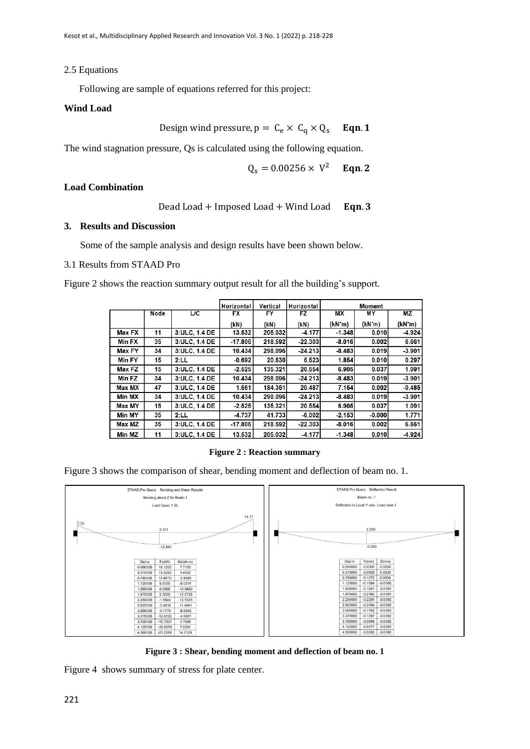2.5 Equations

Following are sample of equations referred for this project:

**Wind Load**

$$\text{Design wind pressure, } p = C_e \times C_q \times Q_s \quad \textbf{Eqn. 1}$$

The wind stagnation pressure, Qs is calculated using the following equation.

$$Q_s = 0.00256 \times V^2 \quad \textbf{Eqn. 2}$$

**Load Combination**

$$\text{Dead Load} + \text{Imposed Load} + \text{Wind Load} \quad \textbf{Eqn. 3}$$

## 3. Results and Discussion

Some of the sample analysis and design results have been shown below.

3.1 Results from STAAD Pro

Figure 2 shows the reaction summary output result for all the building's support.

| | Node | L/C | Horizontal FX (kN) | Vertical FY (kN) | Horizontal FZ (kN) | Moment MX (kN-m) | MY (kN-m) | MZ (kN-m) |
|---|---|---|---|---|---|---|---|---|
| Max FX | 11 | 3:ULC, 1.4 DE | 13.532 | 205.032 | -4.177 | -1.348 | 0.010 | -4.924 |
| Min FX | 35 | 3:ULC, 1.4 DE | -17.806 | 218.592 | -22.303 | -8.016 | 0.002 | 6.661 |
| Max FY | 34 | 3:ULC, 1.4 DE | 10.434 | 298.096 | -24.213 | -8.483 | 0.019 | -3.901 |
| Min FY | 15 | 2:LL | -0.692 | 20.630 | 5.523 | 1.854 | 0.010 | 0.297 |
| Max FZ | 15 | 3:ULC, 1.4 DE | -2.525 | 135.321 | 20.554 | 6.905 | 0.037 | 1.091 |
| Min FZ | 34 | 3:ULC, 1.4 DE | 10.434 | 298.096 | -24.213 | -8.483 | 0.019 | -3.901 |
| Max MX | 47 | 3:ULC, 1.4 DE | 1.561 | 184.361 | 20.487 | 7.164 | 0.002 | -0.485 |
| Min MX | 34 | 3:ULC, 1.4 DE | 10.434 | 298.096 | -24.213 | -8.483 | 0.019 | -3.901 |
| Max MY | 15 | 3:ULC, 1.4 DE | -2.525 | 135.321 | 20.554 | 6.905 | 0.037 | 1.091 |
| Min MY | 35 | 2:LL | -4.737 | 41.733 | -6.002 | -2.153 | -0.000 | 1.771 |
| Max MZ | 35 | 3:ULC, 1.4 DE | -17.806 | 218.592 | -22.303 | -8.016 | 0.002 | 6.661 |
| Min MZ | 11 | 3:ULC, 1.4 DE | 13.532 | 205.032 | -4.177 | -1.348 | 0.010 | -4.924 |

**Figure 2 : Reaction summary**

Figure 3 shows the comparison of shear, bending moment and deflection of beam no. 1.

**Figure 3 : Shear, bending moment and deflection of beam no. 1**

Figure 4 shows summary of stress for plate center.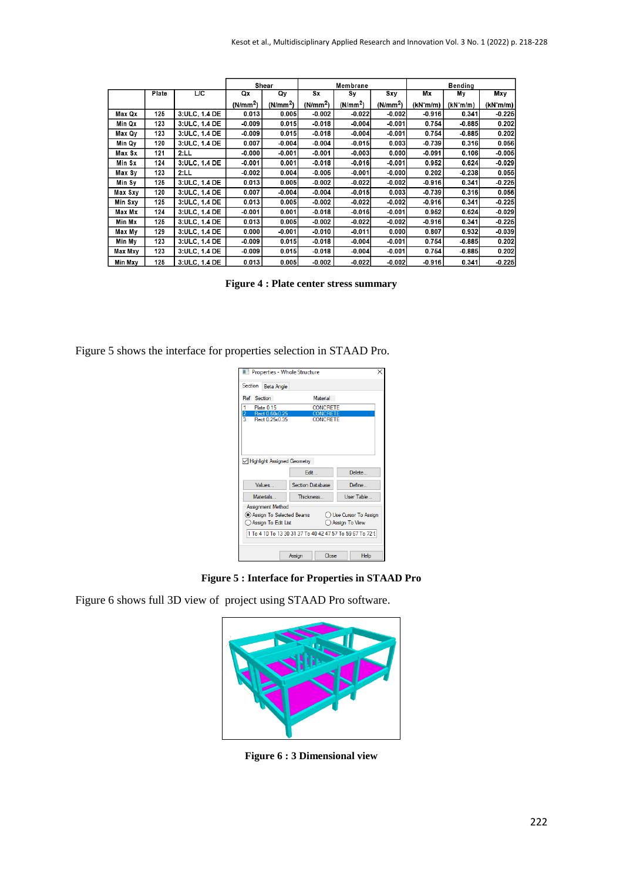|  | Plate | L/C | Shear |  | Membrane |  |  | Bending |  |  |
|---|---|---|---|---|---|---|---|---|---|---|
|  |  |  | Qx | Qy | Sx | Sy | Sxy | Mx | My | Mxy |
|  |  |  | (N/mm$^2$) | (N/mm$^2$) | (N/mm$^2$) | (N/mm$^2$) | (N/mm$^2$) | (kN·m/m) | (kN·m/m) | (kN·m/m) |
| Max Qx | 125 | 3:ULC, 1.4 DE | 0.013 | 0.005 | -0.002 | -0.022 | -0.002 | -0.916 | 0.341 | -0.225 |
| Min Qx | 123 | 3:ULC, 1.4 DE | -0.009 | 0.015 | -0.018 | -0.004 | -0.001 | 0.754 | -0.885 | 0.202 |
| Max Qy | 123 | 3:ULC, 1.4 DE | -0.009 | 0.015 | -0.018 | -0.004 | -0.001 | 0.754 | -0.885 | 0.202 |
| Min Qy | 120 | 3:ULC, 1.4 DE | 0.007 | -0.004 | -0.004 | -0.015 | 0.003 | -0.739 | 0.316 | 0.056 |
| Max Sx | 121 | 2:LL | -0.000 | -0.001 | -0.001 | -0.003 | 0.000 | -0.091 | 0.106 | -0.005 |
| Min Sx | 124 | 3:ULC, 1.4 DE | -0.001 | 0.001 | -0.018 | -0.016 | -0.001 | 0.952 | 0.624 | -0.029 |
| Max Sy | 123 | 2:LL | -0.002 | 0.004 | -0.005 | -0.001 | -0.000 | 0.202 | -0.238 | 0.055 |
| Min Sy | 125 | 3:ULC, 1.4 DE | 0.013 | 0.005 | -0.002 | -0.022 | -0.002 | -0.916 | 0.341 | -0.225 |
| Max Sxy | 120 | 3:ULC, 1.4 DE | 0.007 | -0.004 | -0.004 | -0.015 | 0.003 | -0.739 | 0.316 | 0.056 |
| Min Sxy | 125 | 3:ULC, 1.4 DE | 0.013 | 0.005 | -0.002 | -0.022 | -0.002 | -0.916 | 0.341 | -0.225 |
| Max Mx | 124 | 3:ULC, 1.4 DE | -0.001 | 0.001 | -0.018 | -0.016 | -0.001 | 0.952 | 0.624 | -0.029 |
| Min Mx | 125 | 3:ULC, 1.4 DE | 0.013 | 0.005 | -0.002 | -0.022 | -0.002 | -0.916 | 0.341 | -0.225 |
| Max My | 129 | 3:ULC, 1.4 DE | 0.000 | -0.001 | -0.010 | -0.011 | 0.000 | 0.807 | 0.932 | -0.039 |
| Min My | 123 | 3:ULC, 1.4 DE | -0.009 | 0.015 | -0.018 | -0.004 | -0.001 | 0.754 | -0.885 | 0.202 |
| Max Mxy | 123 | 3:ULC, 1.4 DE | -0.009 | 0.015 | -0.018 | -0.004 | -0.001 | 0.754 | -0.885 | 0.202 |
| Min Mxy | 125 | 3:ULC, 1.4 DE | 0.013 | 0.005 | -0.002 | -0.022 | -0.002 | -0.916 | 0.341 | -0.225 |

**Figure 4 : Plate center stress summary**

Figure 5 shows the interface for properties selection in STAAD Pro.

**Figure 5 : Interface for Properties in STAAD Pro**

Figure 6 shows full 3D view of project using STAAD Pro software.

**Figure 6 : 3 Dimensional view**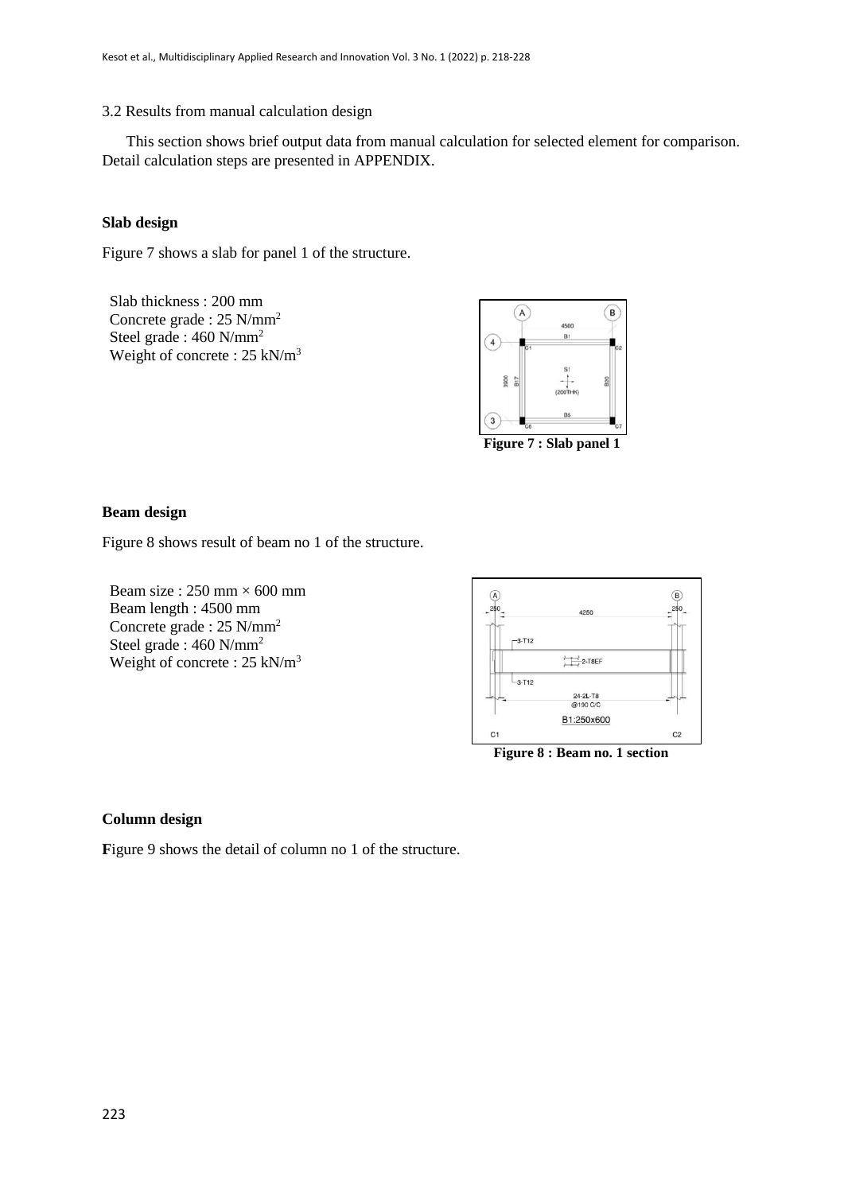3.2 Results from manual calculation design

This section shows brief output data from manual calculation for selected element for comparison. Detail calculation steps are presented in APPENDIX.

**Slab design**

Figure 7 shows a slab for panel 1 of the structure.

Slab thickness : 200 mm
Concrete grade : 25 N/mm$^2$
Steel grade : 460 N/mm$^2$
Weight of concrete : 25 kN/m$^3$

**Figure 7 : Slab panel 1**

**Beam design**

Figure 8 shows result of beam no 1 of the structure.

Beam size : 250 mm × 600 mm
Beam length : 4500 mm
Concrete grade : 25 N/mm$^2$
Steel grade : 460 N/mm$^2$
Weight of concrete : 25 kN/m$^3$

**Figure 8 : Beam no. 1 section**

**Column design**

Figure 9 shows the detail of column no 1 of the structure.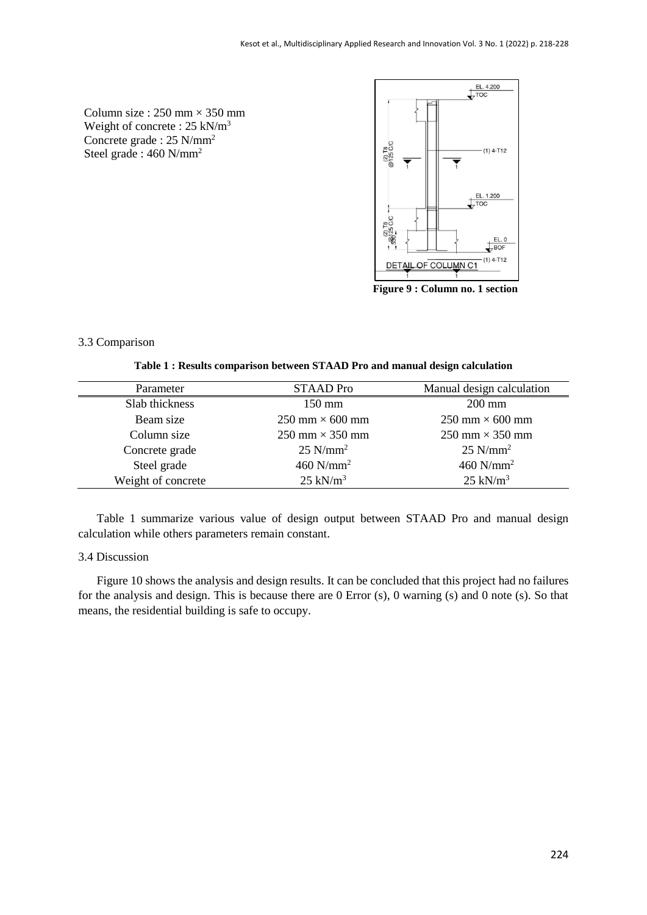Column size : 250 mm × 350 mm
Weight of concrete : 25 kN/m$^3$
Concrete grade : 25 N/mm$^2$
Steel grade : 460 N/mm$^2$

**Figure 9 : Column no. 1 section**

3.3 Comparison

**Table 1 : Results comparison between STAAD Pro and manual design calculation**

| Parameter | STAAD Pro | Manual design calculation |
|---|---|---|
| Slab thickness | 150 mm | 200 mm |
| Beam size | 250 mm × 600 mm | 250 mm × 600 mm |
| Column size | 250 mm × 350 mm | 250 mm × 350 mm |
| Concrete grade | 25 N/mm$^2$ | 25 N/mm$^2$ |
| Steel grade | 460 N/mm$^2$ | 460 N/mm$^2$ |
| Weight of concrete | 25 kN/m$^3$ | 25 kN/m$^3$ |

Table 1 summarize various value of design output between STAAD Pro and manual design calculation while others parameters remain constant.

3.4 Discussion

Figure 10 shows the analysis and design results. It can be concluded that this project had no failures for the analysis and design. This is because there are 0 Error (s), 0 warning (s) and 0 note (s). So that means, the residential building is safe to occupy.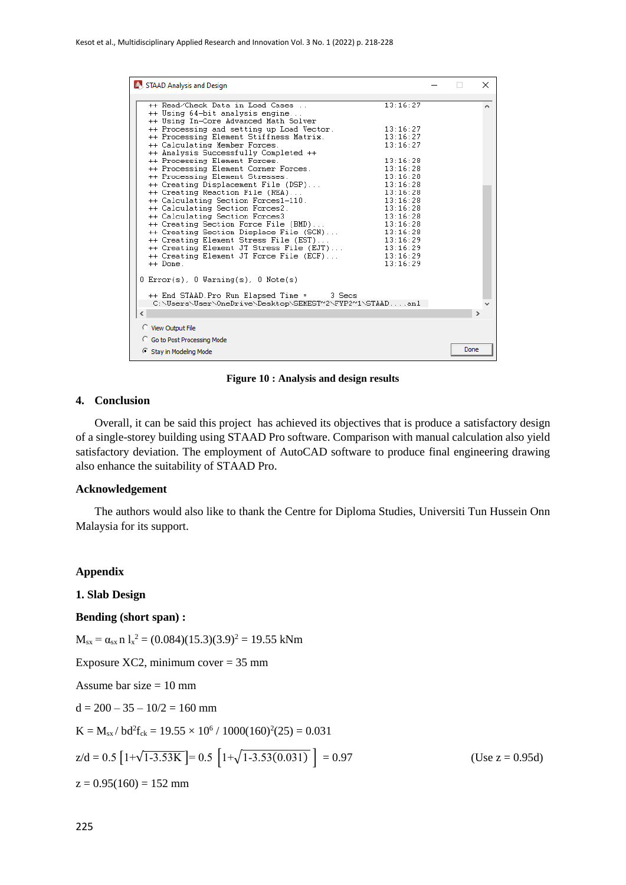```
STAAD Analysis and Design

++ Read/Check Data in Load Cases ..                         13:16:27
++ Using 64-bit analysis engine..
++ Using In-Core Advanced Math Solver
++ Processing and setting up Load Vector.                   13:16:27
++ Processing Element Stiffness Matrix.                     13:16:27
++ Calculating Member Forces.                               13:16:27
++ Analysis Successfully Completed ++
++ Processing Element Forces.                               13:16:28
++ Processing Element Corner Forces.                        13:16:28
++ Processing Element Stresses.                             13:16:28
++ Creating Displacement File (DSP)...                      13:16:28
++ Creating Reaction File (REA)...                          13:16:28
++ Calculating Section Forces1-110.                         13:16:28
++ Calculating Section Forces2.                             13:16:28
++ Calculating Section Forces3                              13:16:28
++ Creating Section Force File (BMD)...                     13:16:28
++ Creating Section Displace File (SCN)...                  13:16:28
++ Creating Element Stress File (EST)...                    13:16:29
++ Creating Element JT Stress File (EJT)...                 13:16:29
++ Creating Element JT Force File (ECF)...                  13:16:29
++ Done.                                                    13:16:29

0 Error(s), 0 Warning(s), 0 Note(s)

 ++ End STAAD.Pro Run Elapsed Time =     3 Secs
  C:\Users\User\OneDrive\Desktop\SEMEST~2\FYP2~1\STAAD....anl

○ View Output File
○ Go to Post Processing Mode
● Stay in Modeling Mode                                     Done
```

**Figure 10 : Analysis and design results**

## 4. Conclusion

Overall, it can be said this project has achieved its objectives that is produce a satisfactory design of a single-storey building using STAAD Pro software. Comparison with manual calculation also yield satisfactory deviation. The employment of AutoCAD software to produce final engineering drawing also enhance the suitability of STAAD Pro.

## Acknowledgement

The authors would also like to thank the Centre for Diploma Studies, Universiti Tun Hussein Onn Malaysia for its support.

## Appendix

### 1. Slab Design

**Bending (short span) :**

$M_{sx} = \alpha_{sx}\, n\, l_x^2 = (0.084)(15.3)(3.9)^2 = 19.55$ kNm

Exposure XC2, minimum cover = 35 mm

Assume bar size = 10 mm

$d = 200 - 35 - 10/2 = 160$ mm

$K = M_{sx} / bd^2f_{ck} = 19.55 \times 10^6 / 1000(160)^2(25) = 0.031$

$z/d = 0.5\left[1+\sqrt{1\text{-}3.53K}\right] = 0.5\left[1+\sqrt{1\text{-}3.53(0.031)}\right] = 0.97$ (Use z = 0.95d)

$z = 0.95(160) = 152$ mm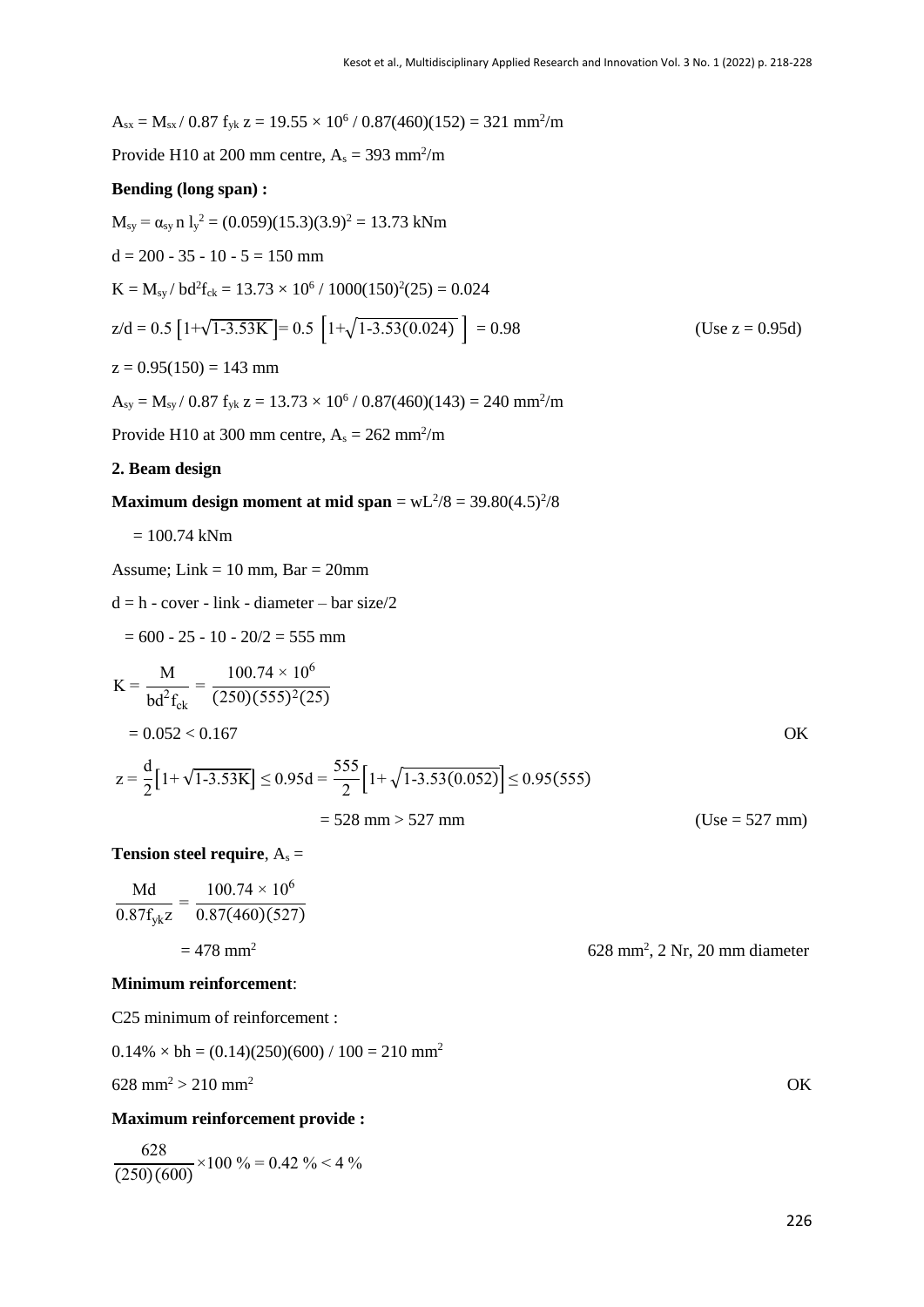$A_{sx} = M_{sx} / 0.87 f_{yk} z = 19.55 \times 10^6 / 0.87(460)(152) = 321$ mm$^2$/m

Provide H10 at 200 mm centre, $A_s = 393$ mm$^2$/m

**Bending (long span) :**

$M_{sy} = \alpha_{sy}\, n\, l_y^2 = (0.059)(15.3)(3.9)^2 = 13.73$ kNm

$d = 200 - 35 - 10 - 5 = 150$ mm

$K = M_{sy} / bd^2 f_{ck} = 13.73 \times 10^6 / 1000(150)^2(25) = 0.024$

$z/d = 0.5\left[1+\sqrt{1\text{-}3.53K}\right] = 0.5\left[1+\sqrt{1\text{-}3.53(0.024)}\right] = 0.98$ (Use $z = 0.95d$)

$z = 0.95(150) = 143$ mm

$A_{sy} = M_{sy} / 0.87 f_{yk} z = 13.73 \times 10^6 / 0.87(460)(143) = 240$ mm$^2$/m

Provide H10 at 300 mm centre, $A_s = 262$ mm$^2$/m

**2. Beam design**

**Maximum design moment at mid span** $= wL^2/8 = 39.80(4.5)^2/8$

$= 100.74$ kNm

Assume; Link = 10 mm, Bar = 20mm

d = h - cover - link - diameter – bar size/2

$= 600 - 25 - 10 - 20/2 = 555$ mm

$$K = \frac{M}{bd^2 f_{ck}} = \frac{100.74 \times 10^6}{(250)(555)^2(25)}$$

$= 0.052 < 0.167$ OK

$$z = \frac{d}{2}\left[1+\sqrt{1\text{-}3.53K}\right] \leq 0.95d = \frac{555}{2}\left[1+\sqrt{1\text{-}3.53(0.052)}\right] \leq 0.95(555)$$

$= 528$ mm $> 527$ mm (Use = 527 mm)

**Tension steel require**, $A_s$ =

$$\frac{Md}{0.87 f_{yk} z} = \frac{100.74 \times 10^6}{0.87(460)(527)}$$

$= 478$ mm$^2$ 628 mm$^2$, 2 Nr, 20 mm diameter

**Minimum reinforcement**:

C25 minimum of reinforcement :

$0.14\% \times bh = (0.14)(250)(600) / 100 = 210$ mm$^2$

628 mm$^2$ > 210 mm$^2$ OK

**Maximum reinforcement provide :**

$$\frac{628}{(250)(600)} \times 100\ \% = 0.42\ \% < 4\ \%$$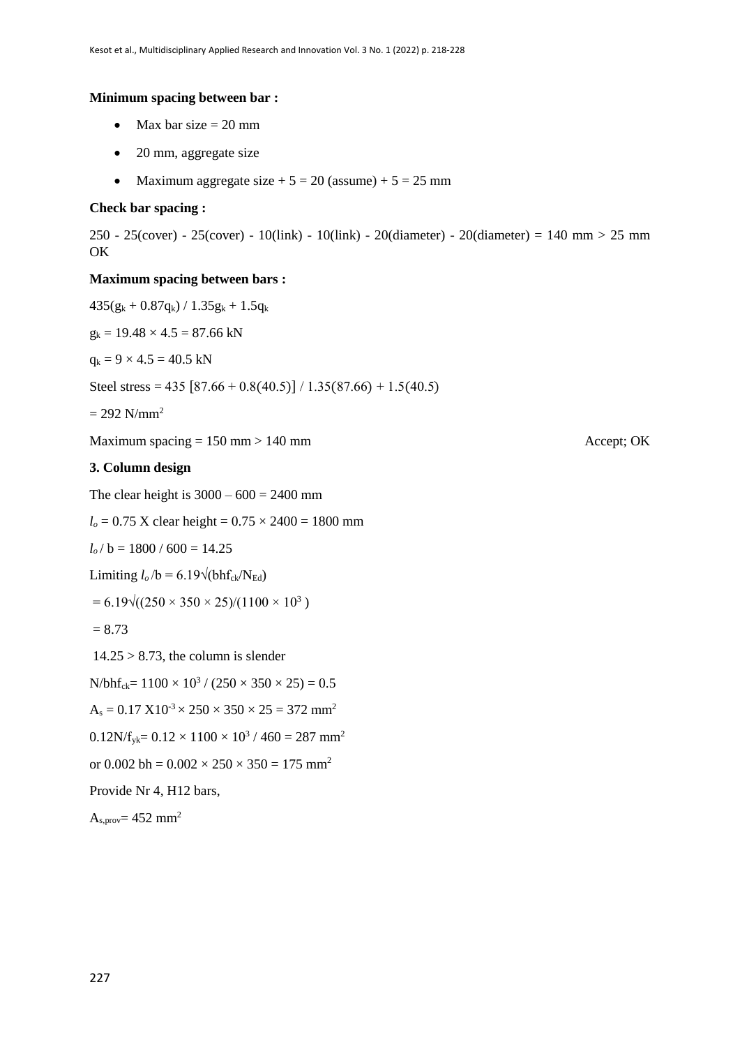**Minimum spacing between bar :**

- Max bar size = 20 mm
- 20 mm, aggregate size
- Maximum aggregate size + 5 = 20 (assume) + 5 = 25 mm

**Check bar spacing :**

250 - 25(cover) - 25(cover) - 10(link) - 10(link) - 20(diameter) - 20(diameter) = 140 mm > 25 mm OK

**Maximum spacing between bars :**

$435(g_k + 0.87q_k) / 1.35g_k + 1.5q_k$

$g_k = 19.48 \times 4.5 = 87.66$ kN

$q_k = 9 \times 4.5 = 40.5$ kN

Steel stress = $435\ [87.66 + 0.8(40.5)] / 1.35(87.66) + 1.5(40.5)$

= 292 N/mm$^2$

Maximum spacing = 150 mm > 140 mm Accept; OK

**3. Column design**

The clear height is 3000 – 600 = 2400 mm

$l_o$ = 0.75 X clear height = $0.75 \times 2400 = 1800$ mm

$l_o / b = 1800 / 600 = 14.25$

Limiting $l_o /b = 6.19\sqrt{(bhf_{ck}/N_{Ed})}$

$= 6.19\sqrt{((250 \times 350 \times 25)/(1100 \times 10^3))}$

= 8.73

14.25 > 8.73, the column is slender

$N/bhf_{ck} = 1100 \times 10^3 / (250 \times 350 \times 25) = 0.5$

$A_s = 0.17 \text{ X}10^{-3} \times 250 \times 350 \times 25 = 372$ mm$^2$

$0.12N/f_{yk} = 0.12 \times 1100 \times 10^3 / 460 = 287$ mm$^2$

or $0.002\ bh = 0.002 \times 250 \times 350 = 175$ mm$^2$

Provide Nr 4, H12 bars,

$A_{s,prov} = 452$ mm$^2$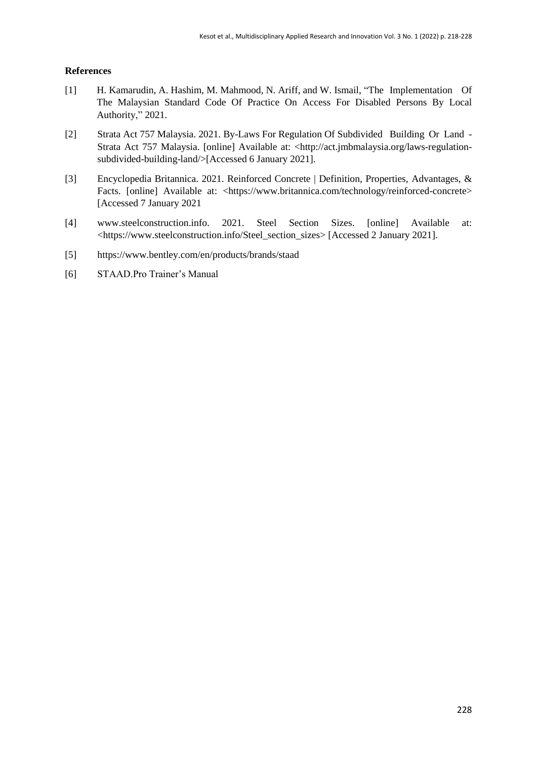## References

[1] H. Kamarudin, A. Hashim, M. Mahmood, N. Ariff, and W. Ismail, "The Implementation Of The Malaysian Standard Code Of Practice On Access For Disabled Persons By Local Authority," 2021.

[2] Strata Act 757 Malaysia. 2021. By-Laws For Regulation Of Subdivided Building Or Land - Strata Act 757 Malaysia. [online] Available at: <http://act.jmbmalaysia.org/laws-regulation-subdivided-building-land/>[Accessed 6 January 2021].

[3] Encyclopedia Britannica. 2021. Reinforced Concrete | Definition, Properties, Advantages, & Facts. [online] Available at: <https://www.britannica.com/technology/reinforced-concrete> [Accessed 7 January 2021

[4] www.steelconstruction.info. 2021. Steel Section Sizes. [online] Available at: <https://www.steelconstruction.info/Steel_section_sizes> [Accessed 2 January 2021].

[5] https://www.bentley.com/en/products/brands/staad

[6] STAAD.Pro Trainer's Manual